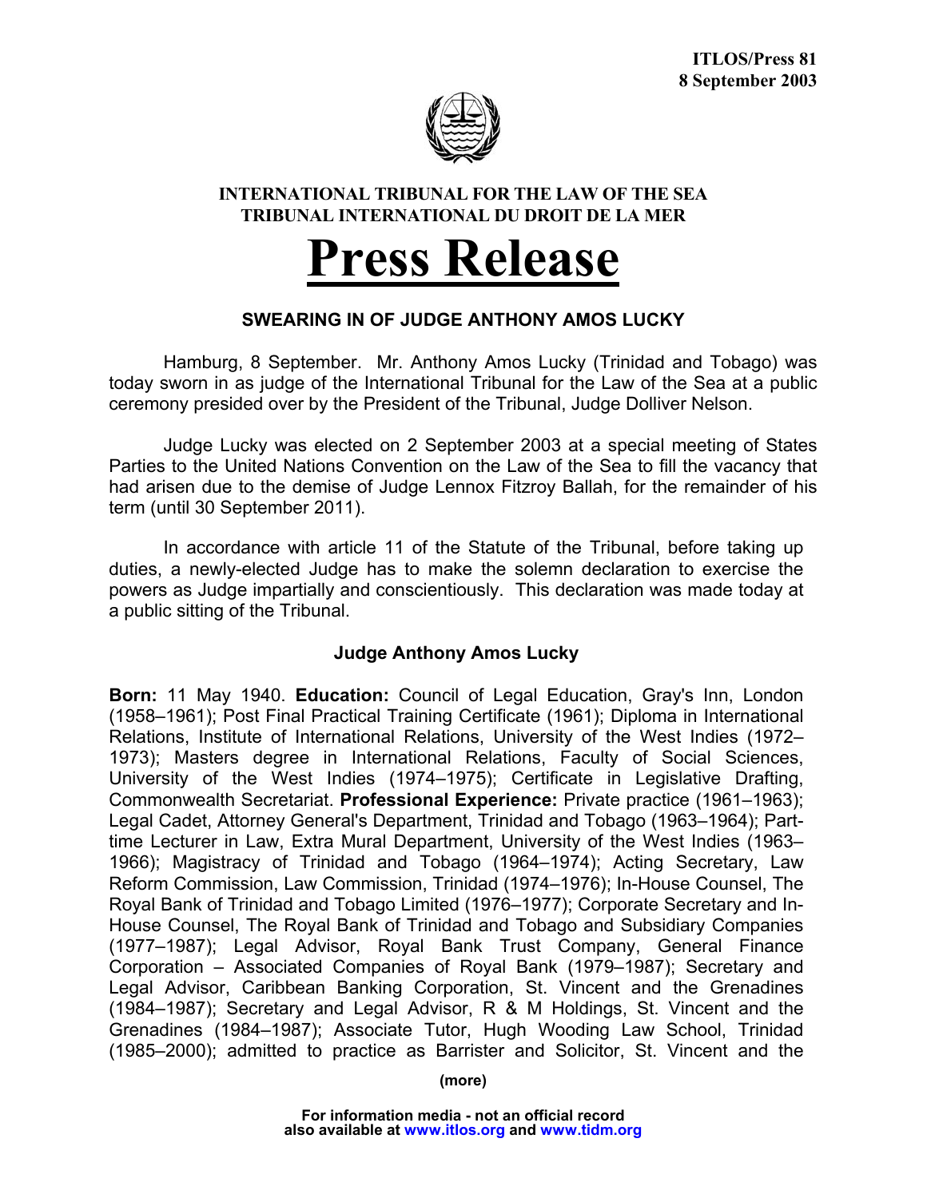**ITLOS/Press 81**
**8 September 2003**

**INTERNATIONAL TRIBUNAL FOR THE LAW OF THE SEA**
**TRIBUNAL INTERNATIONAL DU DROIT DE LA MER**

# Press Release

## SWEARING IN OF JUDGE ANTHONY AMOS LUCKY

Hamburg, 8 September. Mr. Anthony Amos Lucky (Trinidad and Tobago) was today sworn in as judge of the International Tribunal for the Law of the Sea at a public ceremony presided over by the President of the Tribunal, Judge Dolliver Nelson.

Judge Lucky was elected on 2 September 2003 at a special meeting of States Parties to the United Nations Convention on the Law of the Sea to fill the vacancy that had arisen due to the demise of Judge Lennox Fitzroy Ballah, for the remainder of his term (until 30 September 2011).

In accordance with article 11 of the Statute of the Tribunal, before taking up duties, a newly-elected Judge has to make the solemn declaration to exercise the powers as Judge impartially and conscientiously. This declaration was made today at a public sitting of the Tribunal.

### Judge Anthony Amos Lucky

**Born:** 11 May 1940. **Education:** Council of Legal Education, Gray's Inn, London (1958–1961); Post Final Practical Training Certificate (1961); Diploma in International Relations, Institute of International Relations, University of the West Indies (1972–1973); Masters degree in International Relations, Faculty of Social Sciences, University of the West Indies (1974–1975); Certificate in Legislative Drafting, Commonwealth Secretariat. **Professional Experience:** Private practice (1961–1963); Legal Cadet, Attorney General's Department, Trinidad and Tobago (1963–1964); Part-time Lecturer in Law, Extra Mural Department, University of the West Indies (1963–1966); Magistracy of Trinidad and Tobago (1964–1974); Acting Secretary, Law Reform Commission, Law Commission, Trinidad (1974–1976); In-House Counsel, The Royal Bank of Trinidad and Tobago Limited (1976–1977); Corporate Secretary and In-House Counsel, The Royal Bank of Trinidad and Tobago and Subsidiary Companies (1977–1987); Legal Advisor, Royal Bank Trust Company, General Finance Corporation – Associated Companies of Royal Bank (1979–1987); Secretary and Legal Advisor, Caribbean Banking Corporation, St. Vincent and the Grenadines (1984–1987); Secretary and Legal Advisor, R & M Holdings, St. Vincent and the Grenadines (1984–1987); Associate Tutor, Hugh Wooding Law School, Trinidad (1985–2000); admitted to practice as Barrister and Solicitor, St. Vincent and the

(more)

For information media - not an official record
also available at www.itlos.org and www.tidm.org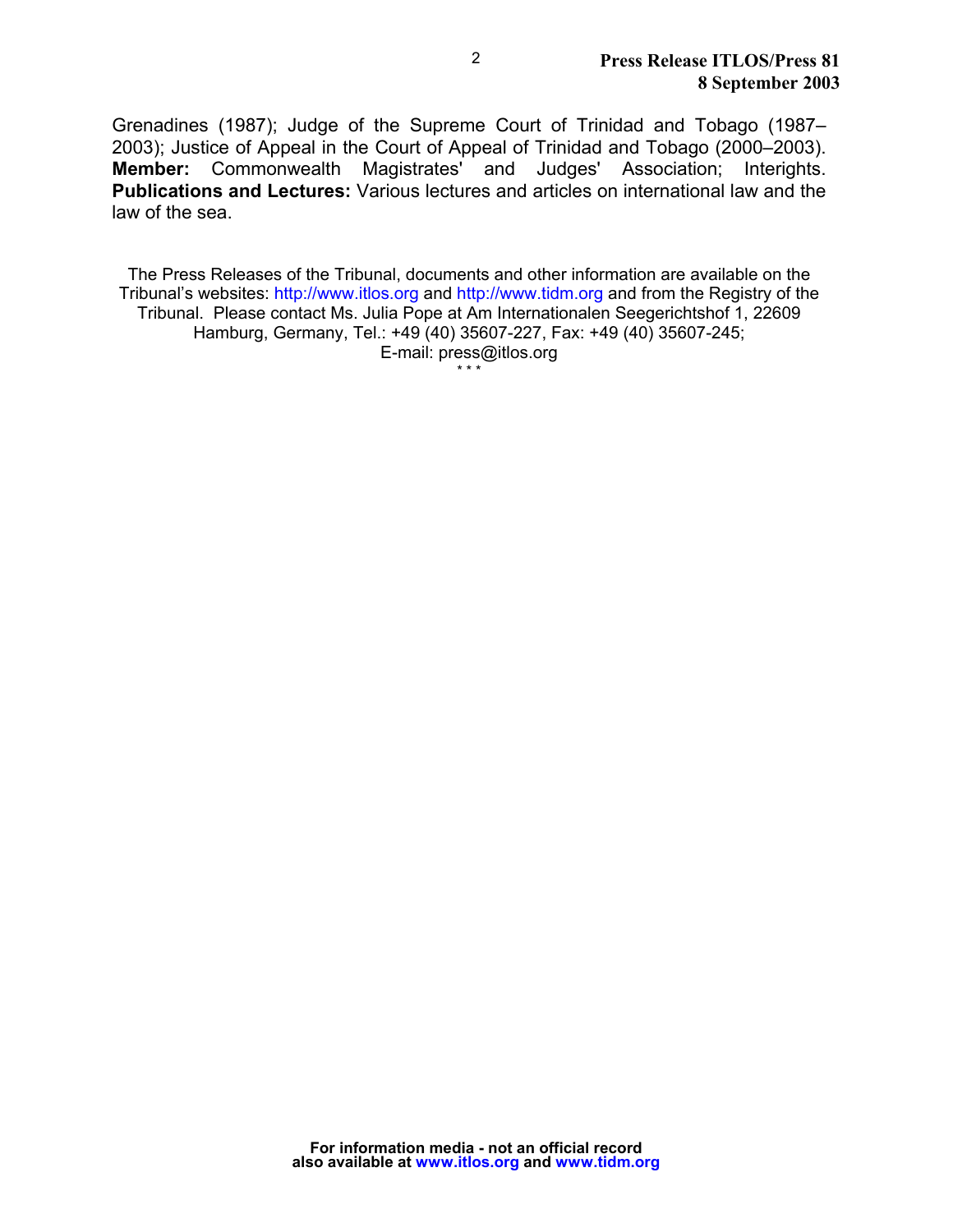Grenadines (1987); Judge of the Supreme Court of Trinidad and Tobago (1987–2003); Justice of Appeal in the Court of Appeal of Trinidad and Tobago (2000–2003). **Member:** Commonwealth Magistrates' and Judges' Association; Interights. **Publications and Lectures:** Various lectures and articles on international law and the law of the sea.

The Press Releases of the Tribunal, documents and other information are available on the Tribunal's websites: http://www.itlos.org and http://www.tidm.org and from the Registry of the Tribunal. Please contact Ms. Julia Pope at Am Internationalen Seegerichtshof 1, 22609 Hamburg, Germany, Tel.: +49 (40) 35607-227, Fax: +49 (40) 35607-245; E-mail: press@itlos.org

\* \* \*